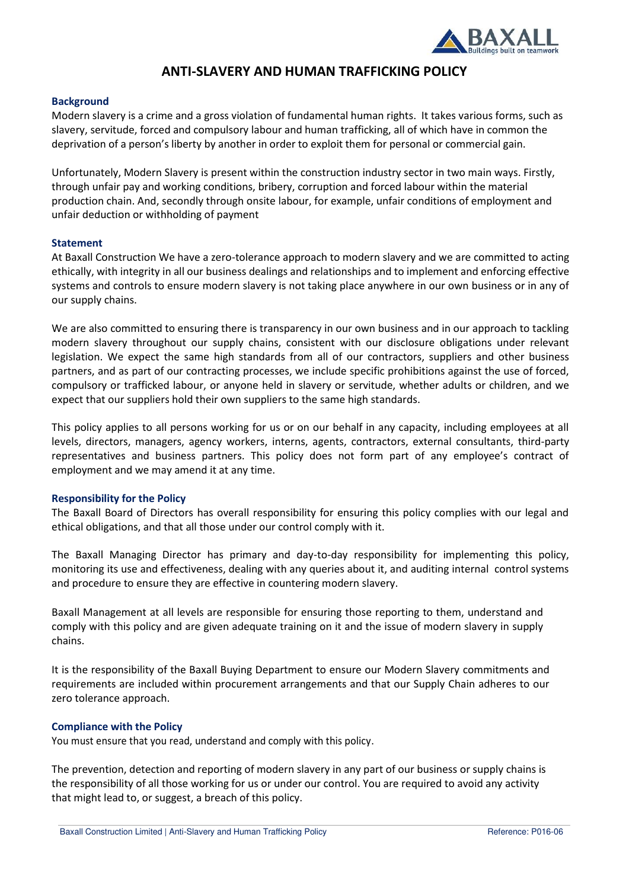# ANTI-SLAVERY AND HUMAN TRAFFICKING POLICY

## Background

Modern slavery is a crime and a gross violation of fundamental human rights. It takes various forms, such as slavery, servitude, forced and compulsory labour and human trafficking, all of which have in common the deprivation of a person's liberty by another in order to exploit them for personal or commercial gain.

Unfortunately, Modern Slavery is present within the construction industry sector in two main ways. Firstly, through unfair pay and working conditions, bribery, corruption and forced labour within the material production chain. And, secondly through onsite labour, for example, unfair conditions of employment and unfair deduction or withholding of payment

## Statement

At Baxall Construction We have a zero-tolerance approach to modern slavery and we are committed to acting ethically, with integrity in all our business dealings and relationships and to implement and enforcing effective systems and controls to ensure modern slavery is not taking place anywhere in our own business or in any of our supply chains.

We are also committed to ensuring there is transparency in our own business and in our approach to tackling modern slavery throughout our supply chains, consistent with our disclosure obligations under relevant legislation. We expect the same high standards from all of our contractors, suppliers and other business partners, and as part of our contracting processes, we include specific prohibitions against the use of forced, compulsory or trafficked labour, or anyone held in slavery or servitude, whether adults or children, and we expect that our suppliers hold their own suppliers to the same high standards.

This policy applies to all persons working for us or on our behalf in any capacity, including employees at all levels, directors, managers, agency workers, interns, agents, contractors, external consultants, third-party representatives and business partners. This policy does not form part of any employee's contract of employment and we may amend it at any time.

## Responsibility for the Policy

The Baxall Board of Directors has overall responsibility for ensuring this policy complies with our legal and ethical obligations, and that all those under our control comply with it.

The Baxall Managing Director has primary and day-to-day responsibility for implementing this policy, monitoring its use and effectiveness, dealing with any queries about it, and auditing internal control systems and procedure to ensure they are effective in countering modern slavery.

Baxall Management at all levels are responsible for ensuring those reporting to them, understand and comply with this policy and are given adequate training on it and the issue of modern slavery in supply chains.

It is the responsibility of the Baxall Buying Department to ensure our Modern Slavery commitments and requirements are included within procurement arrangements and that our Supply Chain adheres to our zero tolerance approach.

## Compliance with the Policy

You must ensure that you read, understand and comply with this policy.

The prevention, detection and reporting of modern slavery in any part of our business or supply chains is the responsibility of all those working for us or under our control. You are required to avoid any activity that might lead to, or suggest, a breach of this policy.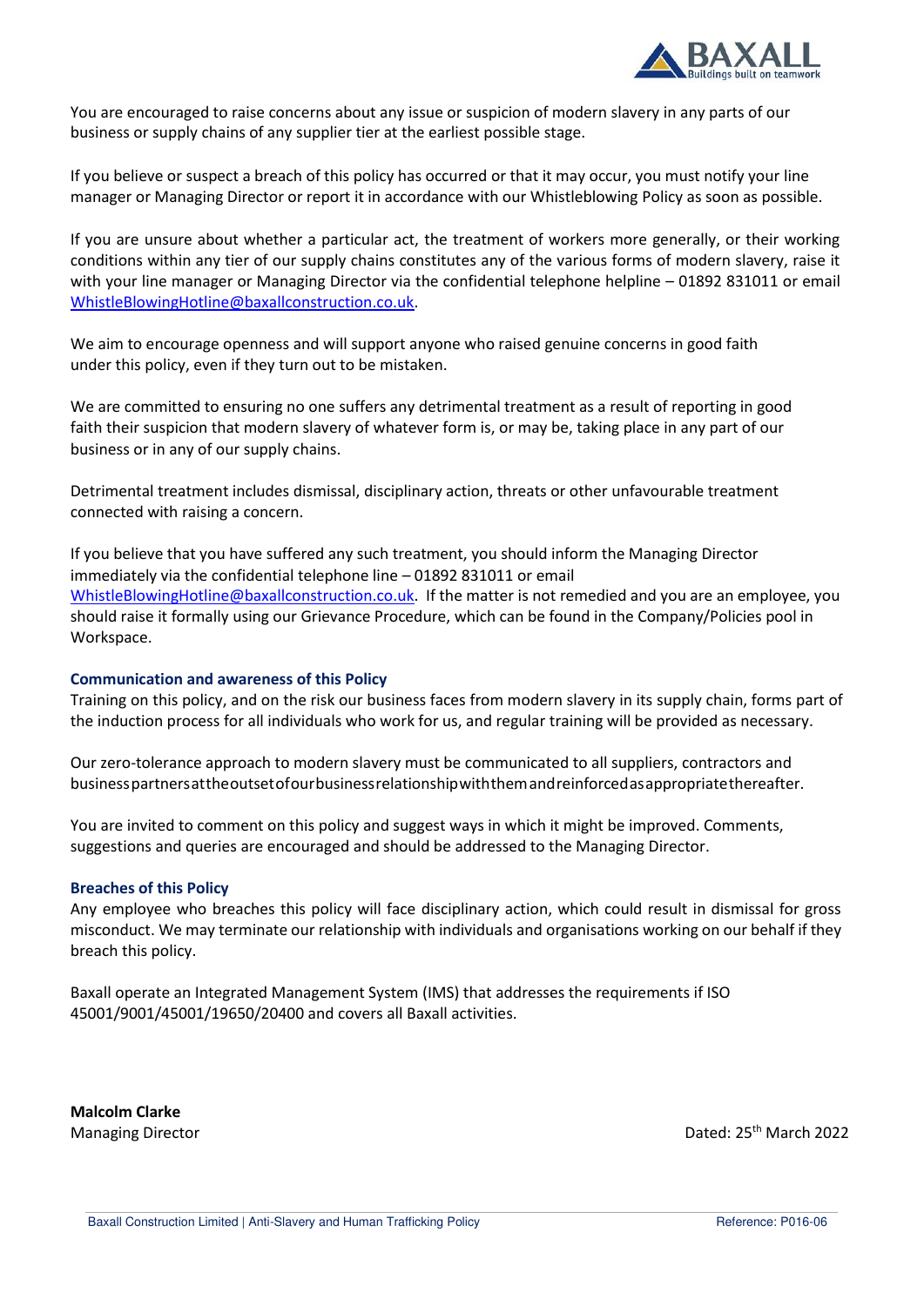You are encouraged to raise concerns about any issue or suspicion of modern slavery in any parts of our business or supply chains of any supplier tier at the earliest possible stage.

If you believe or suspect a breach of this policy has occurred or that it may occur, you must notify your line manager or Managing Director or report it in accordance with our Whistleblowing Policy as soon as possible.

If you are unsure about whether a particular act, the treatment of workers more generally, or their working conditions within any tier of our supply chains constitutes any of the various forms of modern slavery, raise it with your line manager or Managing Director via the confidential telephone helpline – 01892 831011 or email WhistleBlowingHotline@baxallconstruction.co.uk.

We aim to encourage openness and will support anyone who raised genuine concerns in good faith under this policy, even if they turn out to be mistaken.

We are committed to ensuring no one suffers any detrimental treatment as a result of reporting in good faith their suspicion that modern slavery of whatever form is, or may be, taking place in any part of our business or in any of our supply chains.

Detrimental treatment includes dismissal, disciplinary action, threats or other unfavourable treatment connected with raising a concern.

If you believe that you have suffered any such treatment, you should inform the Managing Director immediately via the confidential telephone line – 01892 831011 or email WhistleBlowingHotline@baxallconstruction.co.uk. If the matter is not remedied and you are an employee, you should raise it formally using our Grievance Procedure, which can be found in the Company/Policies pool in Workspace.

### Communication and awareness of this Policy

Training on this policy, and on the risk our business faces from modern slavery in its supply chain, forms part of the induction process for all individuals who work for us, and regular training will be provided as necessary.

Our zero-tolerance approach to modern slavery must be communicated to all suppliers, contractors and business partners at the outset of our business relationship with them and reinforced as appropriate thereafter.

You are invited to comment on this policy and suggest ways in which it might be improved. Comments, suggestions and queries are encouraged and should be addressed to the Managing Director.

### Breaches of this Policy

Any employee who breaches this policy will face disciplinary action, which could result in dismissal for gross misconduct. We may terminate our relationship with individuals and organisations working on our behalf if they breach this policy.

Baxall operate an Integrated Management System (IMS) that addresses the requirements if ISO 45001/9001/45001/19650/20400 and covers all Baxall activities.

**Malcolm Clarke**
Managing Director

Dated: 25th March 2022